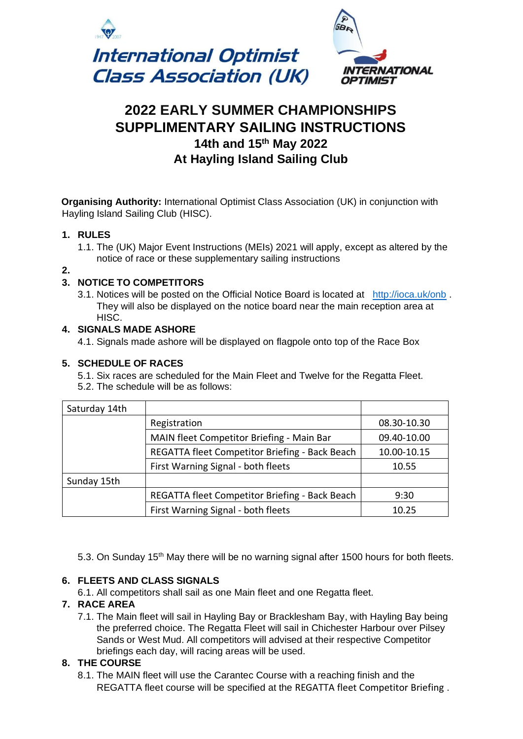International Optimist Class Association (UK)

INTERNATIONAL OPTIMIST

# 2022 EARLY SUMMER CHAMPIONSHIPS
# SUPPLIMENTARY SAILING INSTRUCTIONS
## 14th and 15th May 2022
## At Hayling Island Sailing Club

**Organising Authority:** International Optimist Class Association (UK) in conjunction with Hayling Island Sailing Club (HISC).

1. **RULES**
   1.1. The (UK) Major Event Instructions (MEIs) 2021 will apply, except as altered by the notice of race or these supplementary sailing instructions
2. 
3. **NOTICE TO COMPETITORS**
   3.1. Notices will be posted on the Official Notice Board is located at http://ioca.uk/onb . They will also be displayed on the notice board near the main reception area at HISC.
4. **SIGNALS MADE ASHORE**
   4.1. Signals made ashore will be displayed on flagpole onto top of the Race Box
5. **SCHEDULE OF RACES**
   5.1. Six races are scheduled for the Main Fleet and Twelve for the Regatta Fleet.
   5.2. The schedule will be as follows:

| Saturday 14th | | |
|---|---|---|
| | Registration | 08.30-10.30 |
| | MAIN fleet Competitor Briefing - Main Bar | 09.40-10.00 |
| | REGATTA fleet Competitor Briefing - Back Beach | 10.00-10.15 |
| | First Warning Signal - both fleets | 10.55 |
| Sunday 15th | | |
| | REGATTA fleet Competitor Briefing - Back Beach | 9:30 |
| | First Warning Signal - both fleets | 10.25 |

   5.3. On Sunday 15th May there will be no warning signal after 1500 hours for both fleets.
6. **FLEETS AND CLASS SIGNALS**
   6.1. All competitors shall sail as one Main fleet and one Regatta fleet.
7. **RACE AREA**
   7.1. The Main fleet will sail in Hayling Bay or Bracklesham Bay, with Hayling Bay being the preferred choice. The Regatta Fleet will sail in Chichester Harbour over Pilsey Sands or West Mud. All competitors will advised at their respective Competitor briefings each day, will racing areas will be used.
8. **THE COURSE**
   8.1. The MAIN fleet will use the Carantec Course with a reaching finish and the REGATTA fleet course will be specified at the REGATTA fleet Competitor Briefing .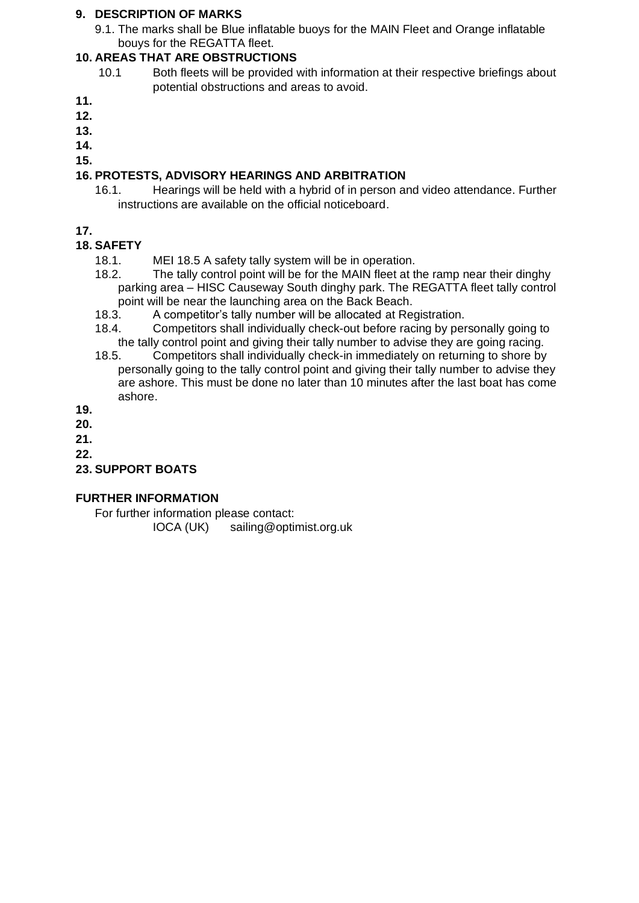**9. DESCRIPTION OF MARKS**

9.1. The marks shall be Blue inflatable buoys for the MAIN Fleet and Orange inflatable bouys for the REGATTA fleet.

**10. AREAS THAT ARE OBSTRUCTIONS**

10.1 Both fleets will be provided with information at their respective briefings about potential obstructions and areas to avoid.

**11.**

**12.**

**13.**

**14.**

**15.**

**16. PROTESTS, ADVISORY HEARINGS AND ARBITRATION**

16.1. Hearings will be held with a hybrid of in person and video attendance. Further instructions are available on the official noticeboard.

**17.**

**18. SAFETY**

18.1. MEI 18.5 A safety tally system will be in operation.

18.2. The tally control point will be for the MAIN fleet at the ramp near their dinghy parking area – HISC Causeway South dinghy park. The REGATTA fleet tally control point will be near the launching area on the Back Beach.

18.3. A competitor's tally number will be allocated at Registration.

18.4. Competitors shall individually check-out before racing by personally going to the tally control point and giving their tally number to advise they are going racing.

18.5. Competitors shall individually check-in immediately on returning to shore by personally going to the tally control point and giving their tally number to advise they are ashore. This must be done no later than 10 minutes after the last boat has come ashore.

**19.**

**20.**

**21.**

**22.**

**23. SUPPORT BOATS**

**FURTHER INFORMATION**

For further information please contact:

IOCA (UK) sailing@optimist.org.uk